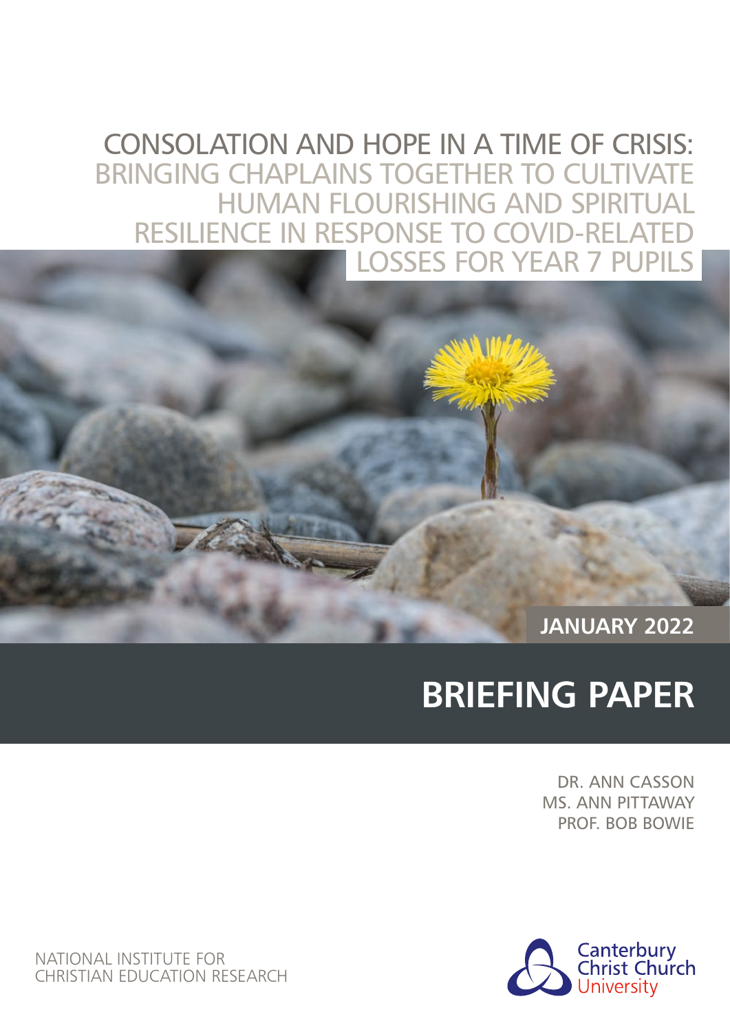# CONSOLATION AND HOPE IN A TIME OF CRISIS: BRINGING CHAPLAINS TOGETHER TO CULTIVATE HUMAN FLOURISHING AND SPIRITUAL RESILIENCE IN RESPONSE TO COVID-RELATED LOSSES FOR YEAR 7 PUPILS

**JANUARY 2022**

## BRIEFING PAPER

DR. ANN CASSON
MS. ANN PITTAWAY
PROF. BOB BOWIE

NATIONAL INSTITUTE FOR CHRISTIAN EDUCATION RESEARCH

Canterbury Christ Church University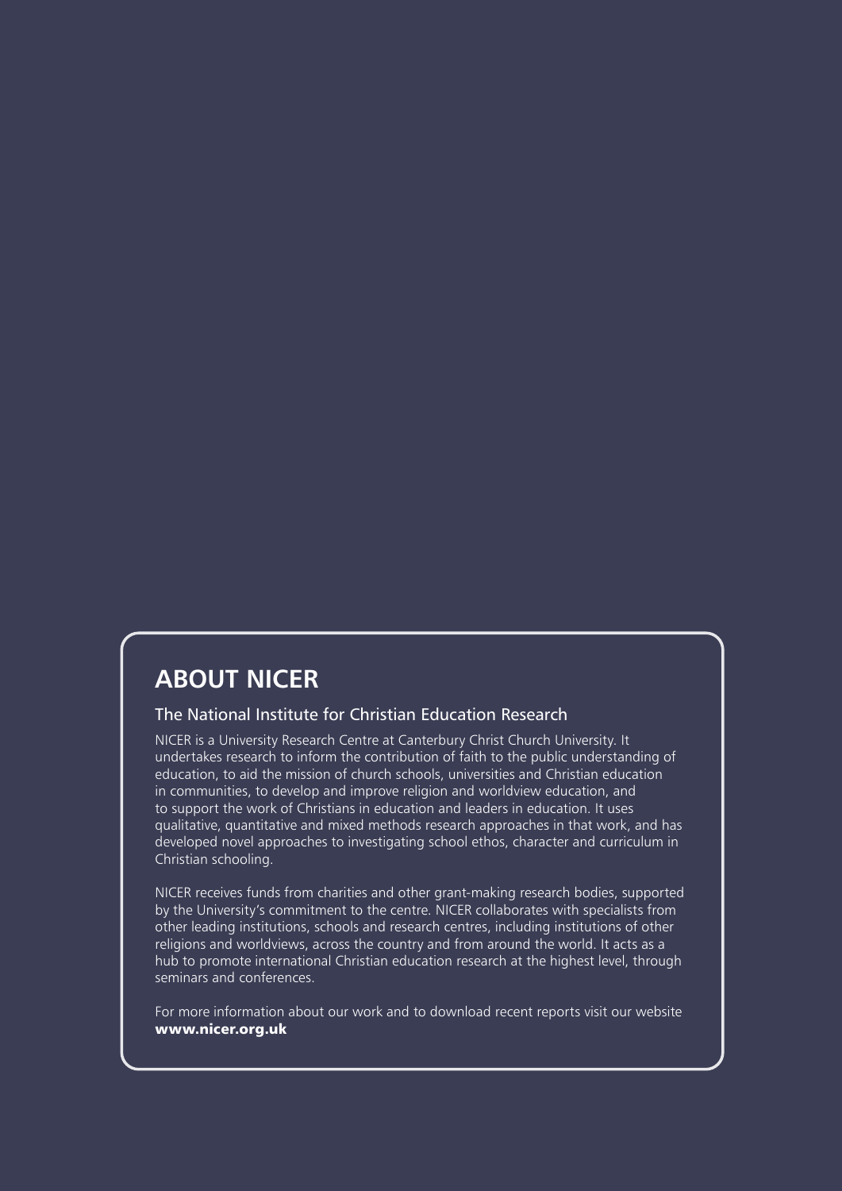# ABOUT NICER

## The National Institute for Christian Education Research

NICER is a University Research Centre at Canterbury Christ Church University. It undertakes research to inform the contribution of faith to the public understanding of education, to aid the mission of church schools, universities and Christian education in communities, to develop and improve religion and worldview education, and to support the work of Christians in education and leaders in education. It uses qualitative, quantitative and mixed methods research approaches in that work, and has developed novel approaches to investigating school ethos, character and curriculum in Christian schooling.

NICER receives funds from charities and other grant-making research bodies, supported by the University's commitment to the centre. NICER collaborates with specialists from other leading institutions, schools and research centres, including institutions of other religions and worldviews, across the country and from around the world. It acts as a hub to promote international Christian education research at the highest level, through seminars and conferences.

For more information about our work and to download recent reports visit our website **www.nicer.org.uk**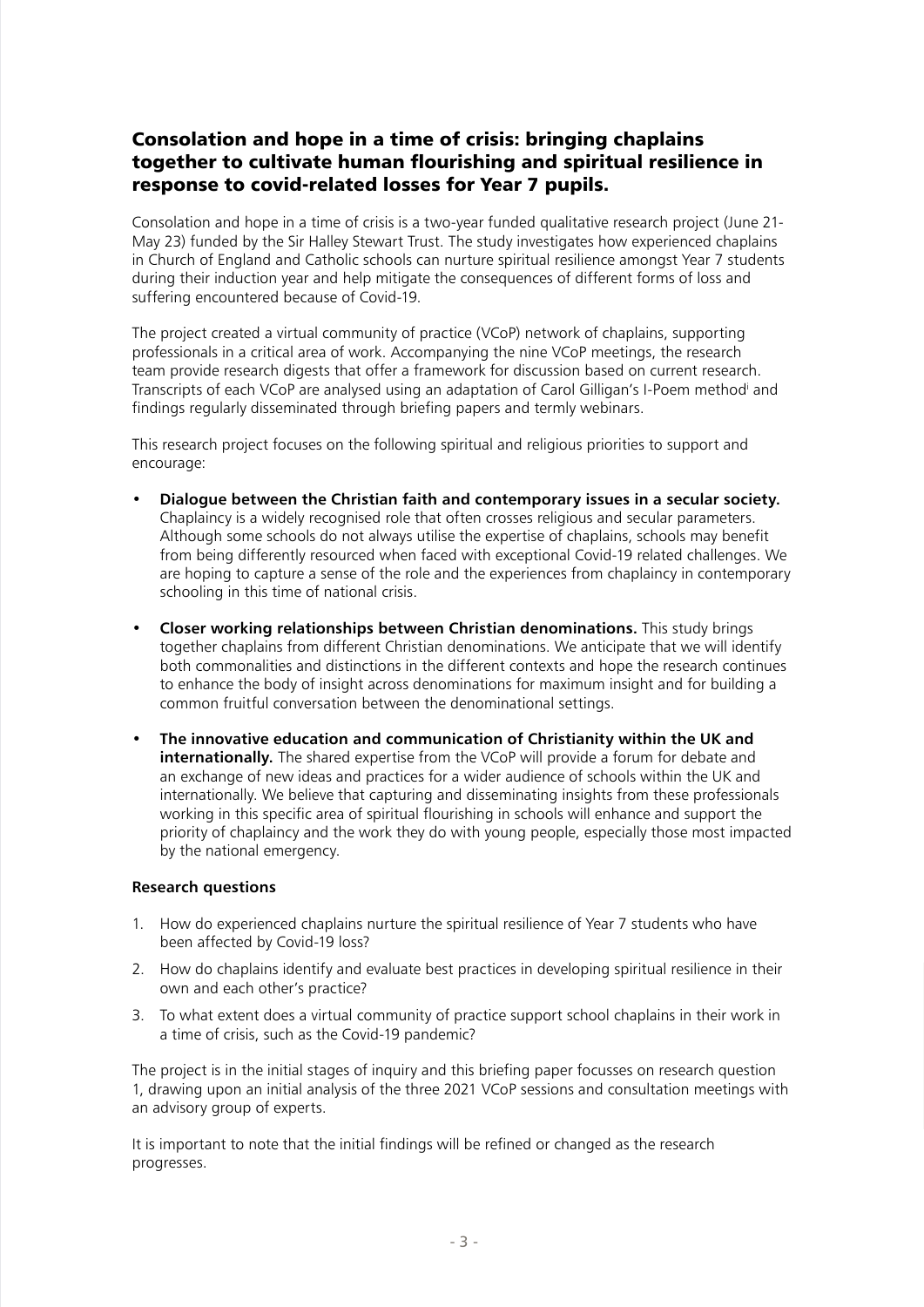## Consolation and hope in a time of crisis: bringing chaplains together to cultivate human flourishing and spiritual resilience in response to covid-related losses for Year 7 pupils.

Consolation and hope in a time of crisis is a two-year funded qualitative research project (June 21-May 23) funded by the Sir Halley Stewart Trust. The study investigates how experienced chaplains in Church of England and Catholic schools can nurture spiritual resilience amongst Year 7 students during their induction year and help mitigate the consequences of different forms of loss and suffering encountered because of Covid-19.

The project created a virtual community of practice (VCoP) network of chaplains, supporting professionals in a critical area of work. Accompanying the nine VCoP meetings, the research team provide research digests that offer a framework for discussion based on current research. Transcripts of each VCoP are analysed using an adaptation of Carol Gilligan's I-Poem method[i] and findings regularly disseminated through briefing papers and termly webinars.

This research project focuses on the following spiritual and religious priorities to support and encourage:

- **Dialogue between the Christian faith and contemporary issues in a secular society.** Chaplaincy is a widely recognised role that often crosses religious and secular parameters. Although some schools do not always utilise the expertise of chaplains, schools may benefit from being differently resourced when faced with exceptional Covid-19 related challenges. We are hoping to capture a sense of the role and the experiences from chaplaincy in contemporary schooling in this time of national crisis.
- **Closer working relationships between Christian denominations.** This study brings together chaplains from different Christian denominations. We anticipate that we will identify both commonalities and distinctions in the different contexts and hope the research continues to enhance the body of insight across denominations for maximum insight and for building a common fruitful conversation between the denominational settings.
- **The innovative education and communication of Christianity within the UK and internationally.** The shared expertise from the VCoP will provide a forum for debate and an exchange of new ideas and practices for a wider audience of schools within the UK and internationally. We believe that capturing and disseminating insights from these professionals working in this specific area of spiritual flourishing in schools will enhance and support the priority of chaplaincy and the work they do with young people, especially those most impacted by the national emergency.

**Research questions**

1. How do experienced chaplains nurture the spiritual resilience of Year 7 students who have been affected by Covid-19 loss?
2. How do chaplains identify and evaluate best practices in developing spiritual resilience in their own and each other's practice?
3. To what extent does a virtual community of practice support school chaplains in their work in a time of crisis, such as the Covid-19 pandemic?

The project is in the initial stages of inquiry and this briefing paper focusses on research question 1, drawing upon an initial analysis of the three 2021 VCoP sessions and consultation meetings with an advisory group of experts.

It is important to note that the initial findings will be refined or changed as the research progresses.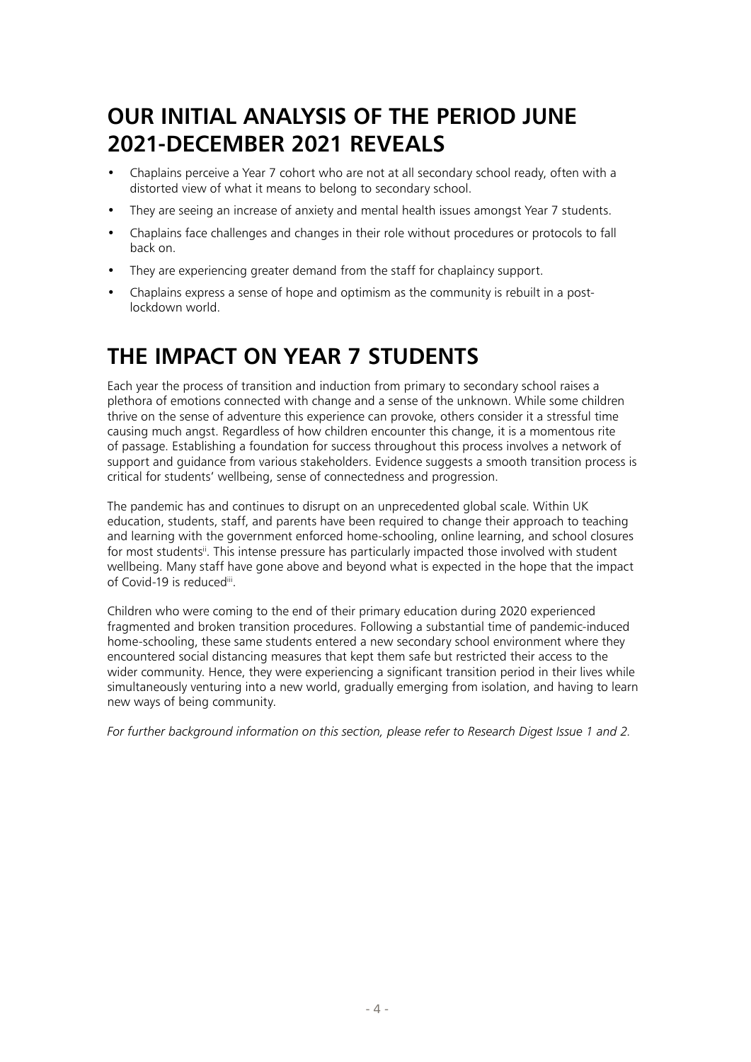## OUR INITIAL ANALYSIS OF THE PERIOD JUNE 2021-DECEMBER 2021 REVEALS

- Chaplains perceive a Year 7 cohort who are not at all secondary school ready, often with a distorted view of what it means to belong to secondary school.
- They are seeing an increase of anxiety and mental health issues amongst Year 7 students.
- Chaplains face challenges and changes in their role without procedures or protocols to fall back on.
- They are experiencing greater demand from the staff for chaplaincy support.
- Chaplains express a sense of hope and optimism as the community is rebuilt in a post-lockdown world.

## THE IMPACT ON YEAR 7 STUDENTS

Each year the process of transition and induction from primary to secondary school raises a plethora of emotions connected with change and a sense of the unknown. While some children thrive on the sense of adventure this experience can provoke, others consider it a stressful time causing much angst. Regardless of how children encounter this change, it is a momentous rite of passage. Establishing a foundation for success throughout this process involves a network of support and guidance from various stakeholders. Evidence suggests a smooth transition process is critical for students' wellbeing, sense of connectedness and progression.

The pandemic has and continues to disrupt on an unprecedented global scale. Within UK education, students, staff, and parents have been required to change their approach to teaching and learning with the government enforced home-schooling, online learning, and school closures for most students[ii]. This intense pressure has particularly impacted those involved with student wellbeing. Many staff have gone above and beyond what is expected in the hope that the impact of Covid-19 is reduced[iii].

Children who were coming to the end of their primary education during 2020 experienced fragmented and broken transition procedures. Following a substantial time of pandemic-induced home-schooling, these same students entered a new secondary school environment where they encountered social distancing measures that kept them safe but restricted their access to the wider community. Hence, they were experiencing a significant transition period in their lives while simultaneously venturing into a new world, gradually emerging from isolation, and having to learn new ways of being community.

*For further background information on this section, please refer to Research Digest Issue 1 and 2.*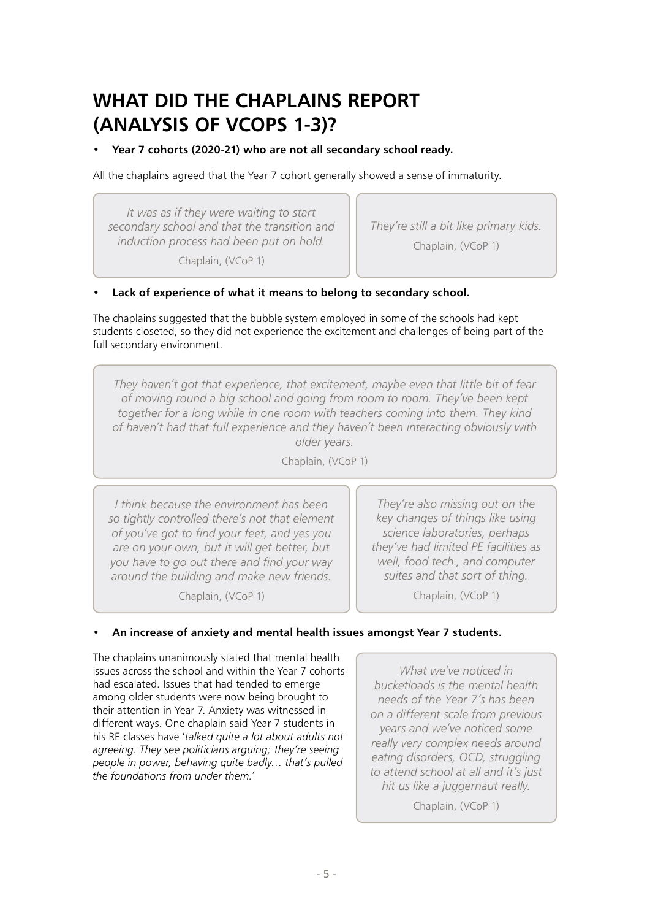# WHAT DID THE CHAPLAINS REPORT (ANALYSIS OF VCOPS 1-3)?

- **Year 7 cohorts (2020-21) who are not all secondary school ready.**

All the chaplains agreed that the Year 7 cohort generally showed a sense of immaturity.

> *It was as if they were waiting to start secondary school and that the transition and induction process had been put on hold.*
>
> Chaplain, (VCoP 1)

> *They're still a bit like primary kids.*
>
> Chaplain, (VCoP 1)

- **Lack of experience of what it means to belong to secondary school.**

The chaplains suggested that the bubble system employed in some of the schools had kept students closeted, so they did not experience the excitement and challenges of being part of the full secondary environment.

> *They haven't got that experience, that excitement, maybe even that little bit of fear of moving round a big school and going from room to room. They've been kept together for a long while in one room with teachers coming into them. They kind of haven't had that full experience and they haven't been interacting obviously with older years.*
>
> Chaplain, (VCoP 1)

> *I think because the environment has been so tightly controlled there's not that element of you've got to find your feet, and yes you are on your own, but it will get better, but you have to go out there and find your way around the building and make new friends.*
>
> Chaplain, (VCoP 1)

> *They're also missing out on the key changes of things like using science laboratories, perhaps they've had limited PE facilities as well, food tech., and computer suites and that sort of thing.*
>
> Chaplain, (VCoP 1)

- **An increase of anxiety and mental health issues amongst Year 7 students.**

The chaplains unanimously stated that mental health issues across the school and within the Year 7 cohorts had escalated. Issues that had tended to emerge among older students were now being brought to their attention in Year 7. Anxiety was witnessed in different ways. One chaplain said Year 7 students in his RE classes have '*talked quite a lot about adults not agreeing. They see politicians arguing; they're seeing people in power, behaving quite badly… that's pulled the foundations from under them.*'

> *What we've noticed in bucketloads is the mental health needs of the Year 7's has been on a different scale from previous years and we've noticed some really very complex needs around eating disorders, OCD, struggling to attend school at all and it's just hit us like a juggernaut really.*
>
> Chaplain, (VCoP 1)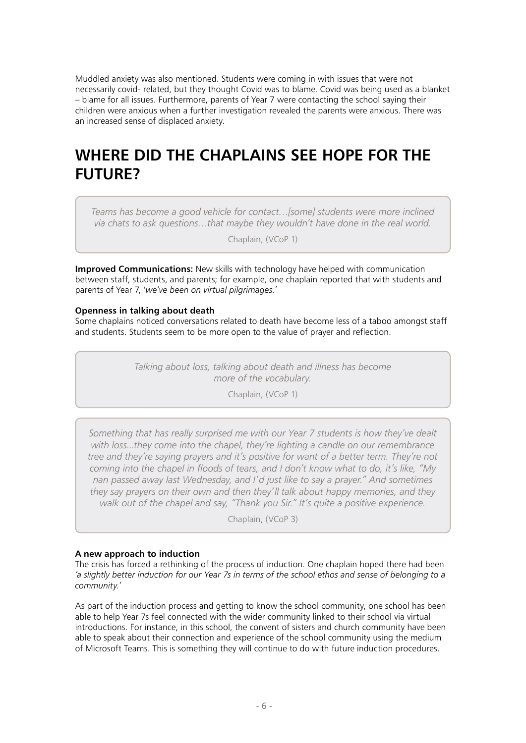Muddled anxiety was also mentioned. Students were coming in with issues that were not necessarily covid- related, but they thought Covid was to blame. Covid was being used as a blanket – blame for all issues. Furthermore, parents of Year 7 were contacting the school saying their children were anxious when a further investigation revealed the parents were anxious. There was an increased sense of displaced anxiety.

## WHERE DID THE CHAPLAINS SEE HOPE FOR THE FUTURE?

> *Teams has become a good vehicle for contact…[some] students were more inclined via chats to ask questions…that maybe they wouldn't have done in the real world.*
>
> Chaplain, (VCoP 1)

**Improved Communications:** New skills with technology have helped with communication between staff, students, and parents; for example, one chaplain reported that with students and parents of Year 7, '*we've been on virtual pilgrimages.*'

**Openness in talking about death**

Some chaplains noticed conversations related to death have become less of a taboo amongst staff and students. Students seem to be more open to the value of prayer and reflection.

> *Talking about loss, talking about death and illness has become more of the vocabulary.*
>
> Chaplain, (VCoP 1)

> *Something that has really surprised me with our Year 7 students is how they've dealt with loss...they come into the chapel, they're lighting a candle on our remembrance tree and they're saying prayers and it's positive for want of a better term. They're not coming into the chapel in floods of tears, and I don't know what to do, it's like, "My nan passed away last Wednesday, and I'd just like to say a prayer." And sometimes they say prayers on their own and then they'll talk about happy memories, and they walk out of the chapel and say, "Thank you Sir." It's quite a positive experience.*
>
> Chaplain, (VCoP 3)

**A new approach to induction**

The crisis has forced a rethinking of the process of induction. One chaplain hoped there had been *'a slightly better induction for our Year 7s in terms of the school ethos and sense of belonging to a community.'*

As part of the induction process and getting to know the school community, one school has been able to help Year 7s feel connected with the wider community linked to their school via virtual introductions. For instance, in this school, the convent of sisters and church community have been able to speak about their connection and experience of the school community using the medium of Microsoft Teams. This is something they will continue to do with future induction procedures.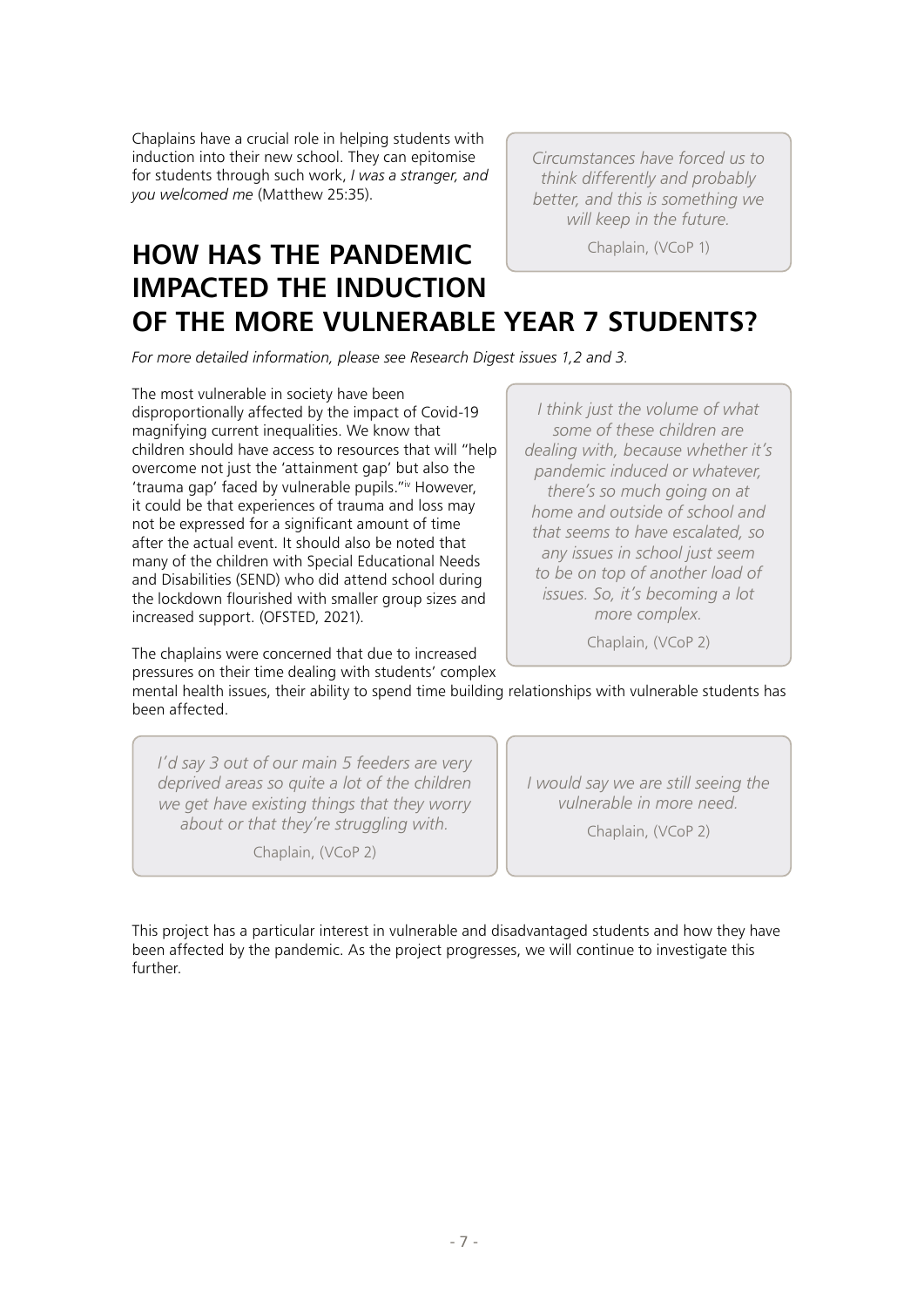Chaplains have a crucial role in helping students with induction into their new school. They can epitomise for students through such work, *I was a stranger, and you welcomed me* (Matthew 25:35).

> *Circumstances have forced us to think differently and probably better, and this is something we will keep in the future.*
>
> Chaplain, (VCoP 1)

# HOW HAS THE PANDEMIC IMPACTED THE INDUCTION OF THE MORE VULNERABLE YEAR 7 STUDENTS?

*For more detailed information, please see Research Digest issues 1,2 and 3.*

The most vulnerable in society have been disproportionally affected by the impact of Covid-19 magnifying current inequalities. We know that children should have access to resources that will "help overcome not just the 'attainment gap' but also the 'trauma gap' faced by vulnerable pupils."[iv] However, it could be that experiences of trauma and loss may not be expressed for a significant amount of time after the actual event. It should also be noted that many of the children with Special Educational Needs and Disabilities (SEND) who did attend school during the lockdown flourished with smaller group sizes and increased support. (OFSTED, 2021).

> *I think just the volume of what some of these children are dealing with, because whether it's pandemic induced or whatever, there's so much going on at home and outside of school and that seems to have escalated, so any issues in school just seem to be on top of another load of issues. So, it's becoming a lot more complex.*
>
> Chaplain, (VCoP 2)

The chaplains were concerned that due to increased pressures on their time dealing with students' complex mental health issues, their ability to spend time building relationships with vulnerable students has been affected.

> *I'd say 3 out of our main 5 feeders are very deprived areas so quite a lot of the children we get have existing things that they worry about or that they're struggling with.*
>
> Chaplain, (VCoP 2)

> *I would say we are still seeing the vulnerable in more need.*
>
> Chaplain, (VCoP 2)

This project has a particular interest in vulnerable and disadvantaged students and how they have been affected by the pandemic. As the project progresses, we will continue to investigate this further.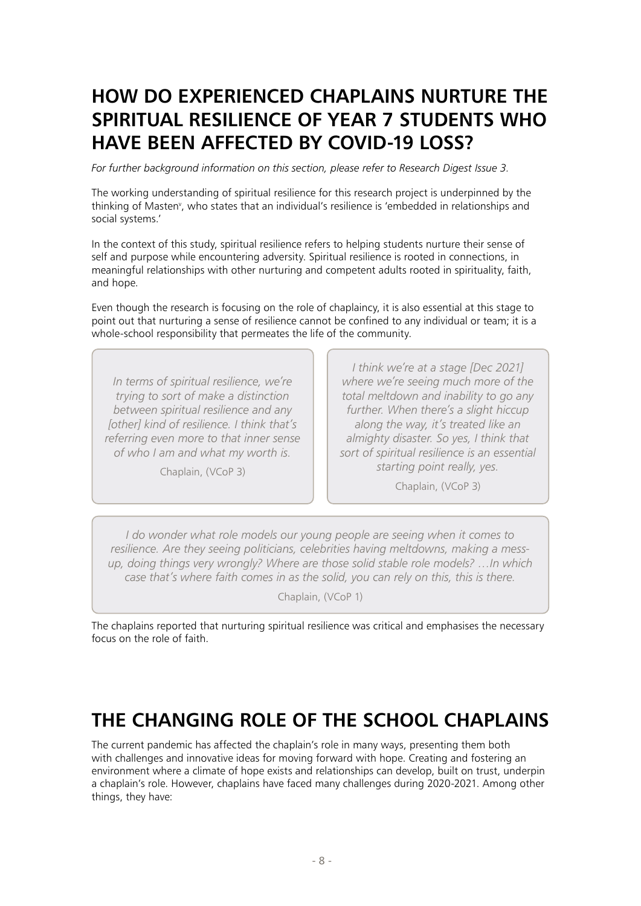## HOW DO EXPERIENCED CHAPLAINS NURTURE THE SPIRITUAL RESILIENCE OF YEAR 7 STUDENTS WHO HAVE BEEN AFFECTED BY COVID-19 LOSS?

*For further background information on this section, please refer to Research Digest Issue 3.*

The working understanding of spiritual resilience for this research project is underpinned by the thinking of Masten[v], who states that an individual's resilience is 'embedded in relationships and social systems.'

In the context of this study, spiritual resilience refers to helping students nurture their sense of self and purpose while encountering adversity. Spiritual resilience is rooted in connections, in meaningful relationships with other nurturing and competent adults rooted in spirituality, faith, and hope.

Even though the research is focusing on the role of chaplaincy, it is also essential at this stage to point out that nurturing a sense of resilience cannot be confined to any individual or team; it is a whole-school responsibility that permeates the life of the community.

> *In terms of spiritual resilience, we're trying to sort of make a distinction between spiritual resilience and any [other] kind of resilience. I think that's referring even more to that inner sense of who I am and what my worth is.*
>
> Chaplain, (VCoP 3)

> *I think we're at a stage [Dec 2021] where we're seeing much more of the total meltdown and inability to go any further. When there's a slight hiccup along the way, it's treated like an almighty disaster. So yes, I think that sort of spiritual resilience is an essential starting point really, yes.*
>
> Chaplain, (VCoP 3)

> *I do wonder what role models our young people are seeing when it comes to resilience. Are they seeing politicians, celebrities having meltdowns, making a mess-up, doing things very wrongly? Where are those solid stable role models? …In which case that's where faith comes in as the solid, you can rely on this, this is there.*
>
> Chaplain, (VCoP 1)

The chaplains reported that nurturing spiritual resilience was critical and emphasises the necessary focus on the role of faith.

## THE CHANGING ROLE OF THE SCHOOL CHAPLAINS

The current pandemic has affected the chaplain's role in many ways, presenting them both with challenges and innovative ideas for moving forward with hope. Creating and fostering an environment where a climate of hope exists and relationships can develop, built on trust, underpin a chaplain's role. However, chaplains have faced many challenges during 2020-2021. Among other things, they have: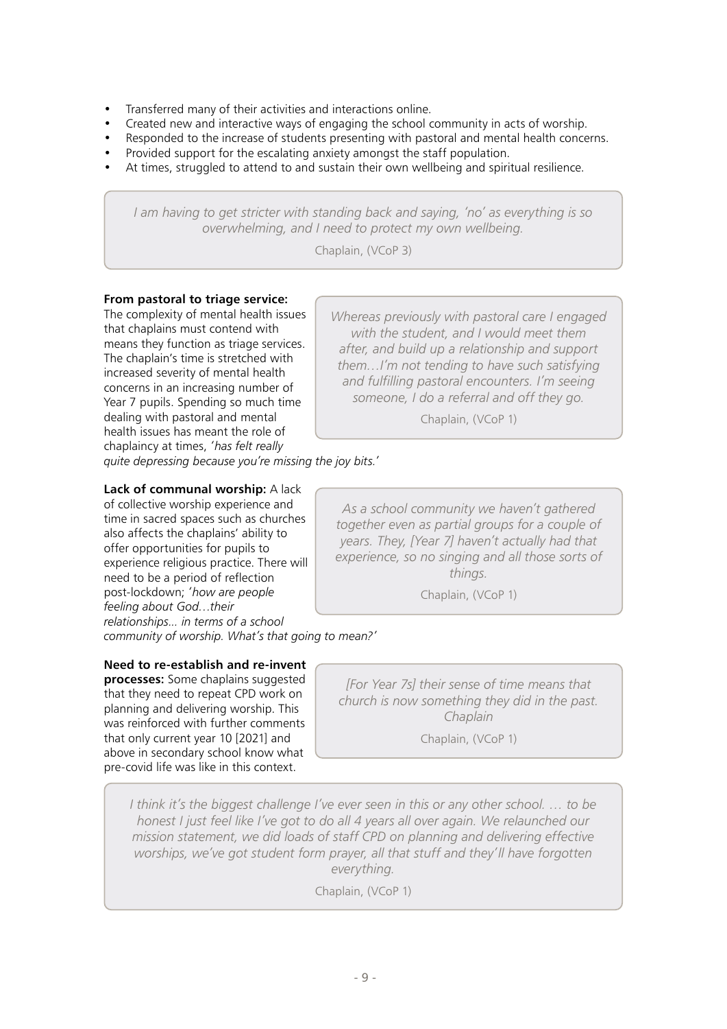- Transferred many of their activities and interactions online.
- Created new and interactive ways of engaging the school community in acts of worship.
- Responded to the increase of students presenting with pastoral and mental health concerns.
- Provided support for the escalating anxiety amongst the staff population.
- At times, struggled to attend to and sustain their own wellbeing and spiritual resilience.

> *I am having to get stricter with standing back and saying, 'no' as everything is so overwhelming, and I need to protect my own wellbeing.*
>
> Chaplain, (VCoP 3)

**From pastoral to triage service:** The complexity of mental health issues that chaplains must contend with means they function as triage services. The chaplain's time is stretched with increased severity of mental health concerns in an increasing number of Year 7 pupils. Spending so much time dealing with pastoral and mental health issues has meant the role of chaplaincy at times, '*has felt really quite depressing because you're missing the joy bits.*'

> *Whereas previously with pastoral care I engaged with the student, and I would meet them after, and build up a relationship and support them…I'm not tending to have such satisfying and fulfilling pastoral encounters. I'm seeing someone, I do a referral and off they go.*
>
> Chaplain, (VCoP 1)

**Lack of communal worship:** A lack of collective worship experience and time in sacred spaces such as churches also affects the chaplains' ability to offer opportunities for pupils to experience religious practice. There will need to be a period of reflection post-lockdown; '*how are people feeling about God…their relationships... in terms of a school community of worship. What's that going to mean?*'

> *As a school community we haven't gathered together even as partial groups for a couple of years. They, [Year 7] haven't actually had that experience, so no singing and all those sorts of things.*
>
> Chaplain, (VCoP 1)

**Need to re-establish and re-invent processes:** Some chaplains suggested that they need to repeat CPD work on planning and delivering worship. This was reinforced with further comments that only current year 10 [2021] and above in secondary school know what pre-covid life was like in this context.

> *[For Year 7s] their sense of time means that church is now something they did in the past. Chaplain*
>
> Chaplain, (VCoP 1)

> *I think it's the biggest challenge I've ever seen in this or any other school. … to be honest I just feel like I've got to do all 4 years all over again. We relaunched our mission statement, we did loads of staff CPD on planning and delivering effective worships, we've got student form prayer, all that stuff and they'll have forgotten everything.*
>
> Chaplain, (VCoP 1)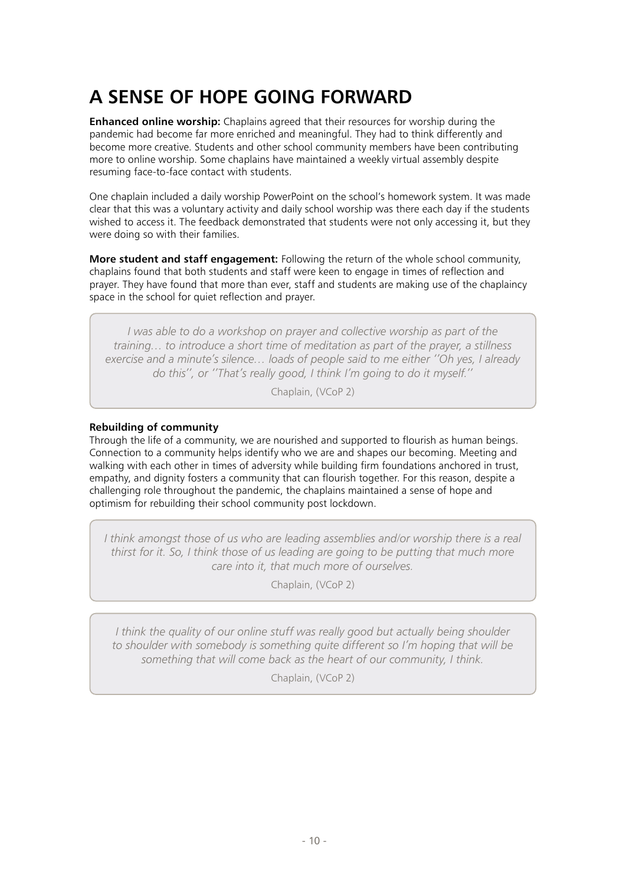# A SENSE OF HOPE GOING FORWARD

**Enhanced online worship:** Chaplains agreed that their resources for worship during the pandemic had become far more enriched and meaningful. They had to think differently and become more creative. Students and other school community members have been contributing more to online worship. Some chaplains have maintained a weekly virtual assembly despite resuming face-to-face contact with students.

One chaplain included a daily worship PowerPoint on the school's homework system. It was made clear that this was a voluntary activity and daily school worship was there each day if the students wished to access it. The feedback demonstrated that students were not only accessing it, but they were doing so with their families.

**More student and staff engagement:** Following the return of the whole school community, chaplains found that both students and staff were keen to engage in times of reflection and prayer. They have found that more than ever, staff and students are making use of the chaplaincy space in the school for quiet reflection and prayer.

> *I was able to do a workshop on prayer and collective worship as part of the training… to introduce a short time of meditation as part of the prayer, a stillness exercise and a minute's silence… loads of people said to me either ''Oh yes, I already do this'', or ''That's really good, I think I'm going to do it myself.''*
>
> Chaplain, (VCoP 2)

**Rebuilding of community**

Through the life of a community, we are nourished and supported to flourish as human beings. Connection to a community helps identify who we are and shapes our becoming. Meeting and walking with each other in times of adversity while building firm foundations anchored in trust, empathy, and dignity fosters a community that can flourish together. For this reason, despite a challenging role throughout the pandemic, the chaplains maintained a sense of hope and optimism for rebuilding their school community post lockdown.

> *I think amongst those of us who are leading assemblies and/or worship there is a real thirst for it. So, I think those of us leading are going to be putting that much more care into it, that much more of ourselves.*
>
> Chaplain, (VCoP 2)

> *I think the quality of our online stuff was really good but actually being shoulder to shoulder with somebody is something quite different so I'm hoping that will be something that will come back as the heart of our community, I think.*
>
> Chaplain, (VCoP 2)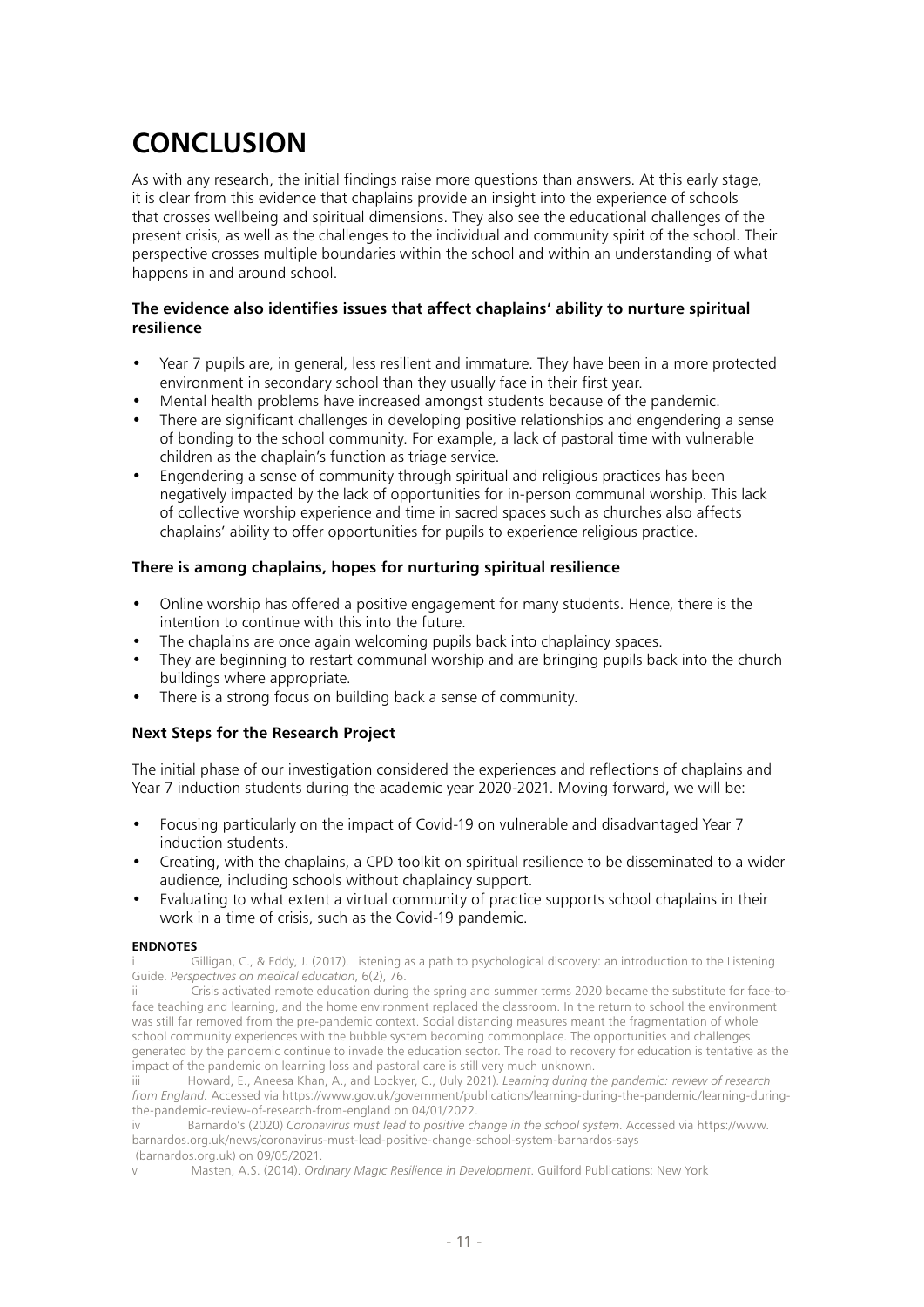# CONCLUSION

As with any research, the initial findings raise more questions than answers. At this early stage, it is clear from this evidence that chaplains provide an insight into the experience of schools that crosses wellbeing and spiritual dimensions. They also see the educational challenges of the present crisis, as well as the challenges to the individual and community spirit of the school. Their perspective crosses multiple boundaries within the school and within an understanding of what happens in and around school.

### The evidence also identifies issues that affect chaplains' ability to nurture spiritual resilience

- Year 7 pupils are, in general, less resilient and immature. They have been in a more protected environment in secondary school than they usually face in their first year.
- Mental health problems have increased amongst students because of the pandemic.
- There are significant challenges in developing positive relationships and engendering a sense of bonding to the school community. For example, a lack of pastoral time with vulnerable children as the chaplain's function as triage service.
- Engendering a sense of community through spiritual and religious practices has been negatively impacted by the lack of opportunities for in-person communal worship. This lack of collective worship experience and time in sacred spaces such as churches also affects chaplains' ability to offer opportunities for pupils to experience religious practice.

### There is among chaplains, hopes for nurturing spiritual resilience

- Online worship has offered a positive engagement for many students. Hence, there is the intention to continue with this into the future.
- The chaplains are once again welcoming pupils back into chaplaincy spaces.
- They are beginning to restart communal worship and are bringing pupils back into the church buildings where appropriate.
- There is a strong focus on building back a sense of community.

### Next Steps for the Research Project

The initial phase of our investigation considered the experiences and reflections of chaplains and Year 7 induction students during the academic year 2020-2021. Moving forward, we will be:

- Focusing particularly on the impact of Covid-19 on vulnerable and disadvantaged Year 7 induction students.
- Creating, with the chaplains, a CPD toolkit on spiritual resilience to be disseminated to a wider audience, including schools without chaplaincy support.
- Evaluating to what extent a virtual community of practice supports school chaplains in their work in a time of crisis, such as the Covid-19 pandemic.

#### ENDNOTES

i Gilligan, C., & Eddy, J. (2017). Listening as a path to psychological discovery: an introduction to the Listening Guide. *Perspectives on medical education*, 6(2), 76.

ii Crisis activated remote education during the spring and summer terms 2020 became the substitute for face-to-face teaching and learning, and the home environment replaced the classroom. In the return to school the environment was still far removed from the pre-pandemic context. Social distancing measures meant the fragmentation of whole school community experiences with the bubble system becoming commonplace. The opportunities and challenges generated by the pandemic continue to invade the education sector. The road to recovery for education is tentative as the impact of the pandemic on learning loss and pastoral care is still very much unknown.

iii Howard, E., Aneesa Khan, A., and Lockyer, C., (July 2021). *Learning during the pandemic: review of research from England*. Accessed via https://www.gov.uk/government/publications/learning-during-the-pandemic/learning-during-the-pandemic-review-of-research-from-england on 04/01/2022.

iv Barnardo's (2020) *Coronavirus must lead to positive change in the school system*. Accessed via https://www.barnardos.org.uk/news/coronavirus-must-lead-positive-change-school-system-barnardos-says (barnardos.org.uk) on 09/05/2021.

v Masten, A.S. (2014). *Ordinary Magic Resilience in Development*. Guilford Publications: New York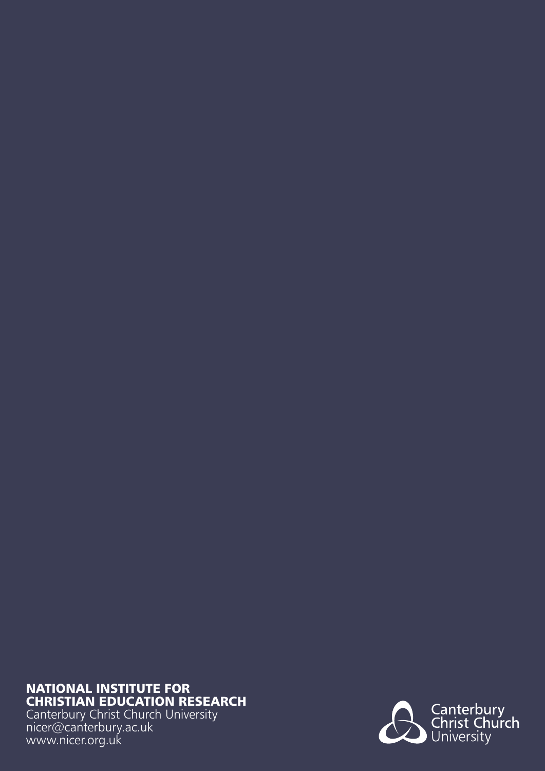**NATIONAL INSTITUTE FOR CHRISTIAN EDUCATION RESEARCH**
Canterbury Christ Church University
nicer@canterbury.ac.uk
www.nicer.org.uk

Canterbury Christ Church University